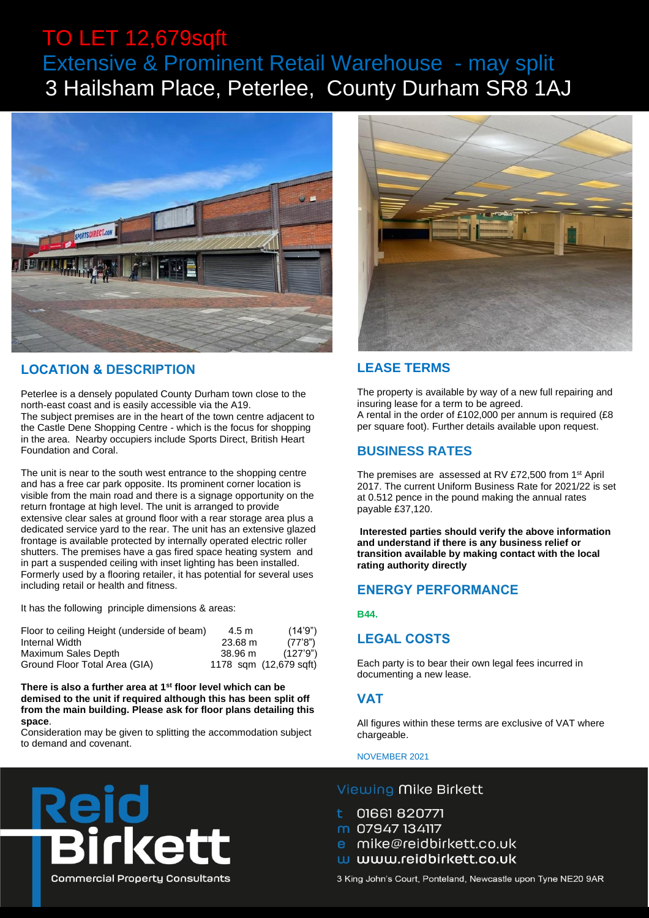# TO LET 12,679sqft

## Extensive & Prominent Retail Warehouse - may split

## 3 Hailsham Place, Peterlee, County Durham SR8 1AJ

### LOCATION & DESCRIPTION

Peterlee is a densely populated County Durham town close to the north-east coast and is easily accessible via the A19.
The subject premises are in the heart of the town centre adjacent to the Castle Dene Shopping Centre - which is the focus for shopping in the area. Nearby occupiers include Sports Direct, British Heart Foundation and Coral.

The unit is near to the south west entrance to the shopping centre and has a free car park opposite. Its prominent corner location is visible from the main road and there is a signage opportunity on the return frontage at high level. The unit is arranged to provide extensive clear sales at ground floor with a rear storage area plus a dedicated service yard to the rear. The unit has an extensive glazed frontage is available protected by internally operated electric roller shutters. The premises have a gas fired space heating system and in part a suspended ceiling with inset lighting has been installed. Formerly used by a flooring retailer, it has potential for several uses including retail or health and fitness.

It has the following principle dimensions & areas:

| | | |
|---|---|---|
| Floor to ceiling Height (underside of beam) | 4.5 m | (14'9") |
| Internal Width | 23.68 m | (77'8") |
| Maximum Sales Depth | 38.96 m | (127'9") |
| Ground Floor Total Area (GIA) | 1178 sqm | (12,679 sqft) |

**There is also a further area at 1st floor level which can be demised to the unit if required although this has been split off from the main building. Please ask for floor plans detailing this space.**

Consideration may be given to splitting the accommodation subject to demand and covenant.

### LEASE TERMS

The property is available by way of a new full repairing and insuring lease for a term to be agreed.
A rental in the order of £102,000 per annum is required (£8 per square foot). Further details available upon request.

### BUSINESS RATES

The premises are assessed at RV £72,500 from 1st April 2017. The current Uniform Business Rate for 2021/22 is set at 0.512 pence in the pound making the annual rates payable £37,120.

**Interested parties should verify the above information and understand if there is any business relief or transition available by making contact with the local rating authority directly**

### ENERGY PERFORMANCE

**B44.**

### LEGAL COSTS

Each party is to bear their own legal fees incurred in documenting a new lease.

### VAT

All figures within these terms are exclusive of VAT where chargeable.

NOVEMBER 2021

Reid Birkett
Commercial Property Consultants

Viewing Mike Birkett

t 01661 820771
m 07947 134117
e mike@reidbirkett.co.uk
w www.reidbirkett.co.uk

3 King John's Court, Ponteland, Newcastle upon Tyne NE20 9AR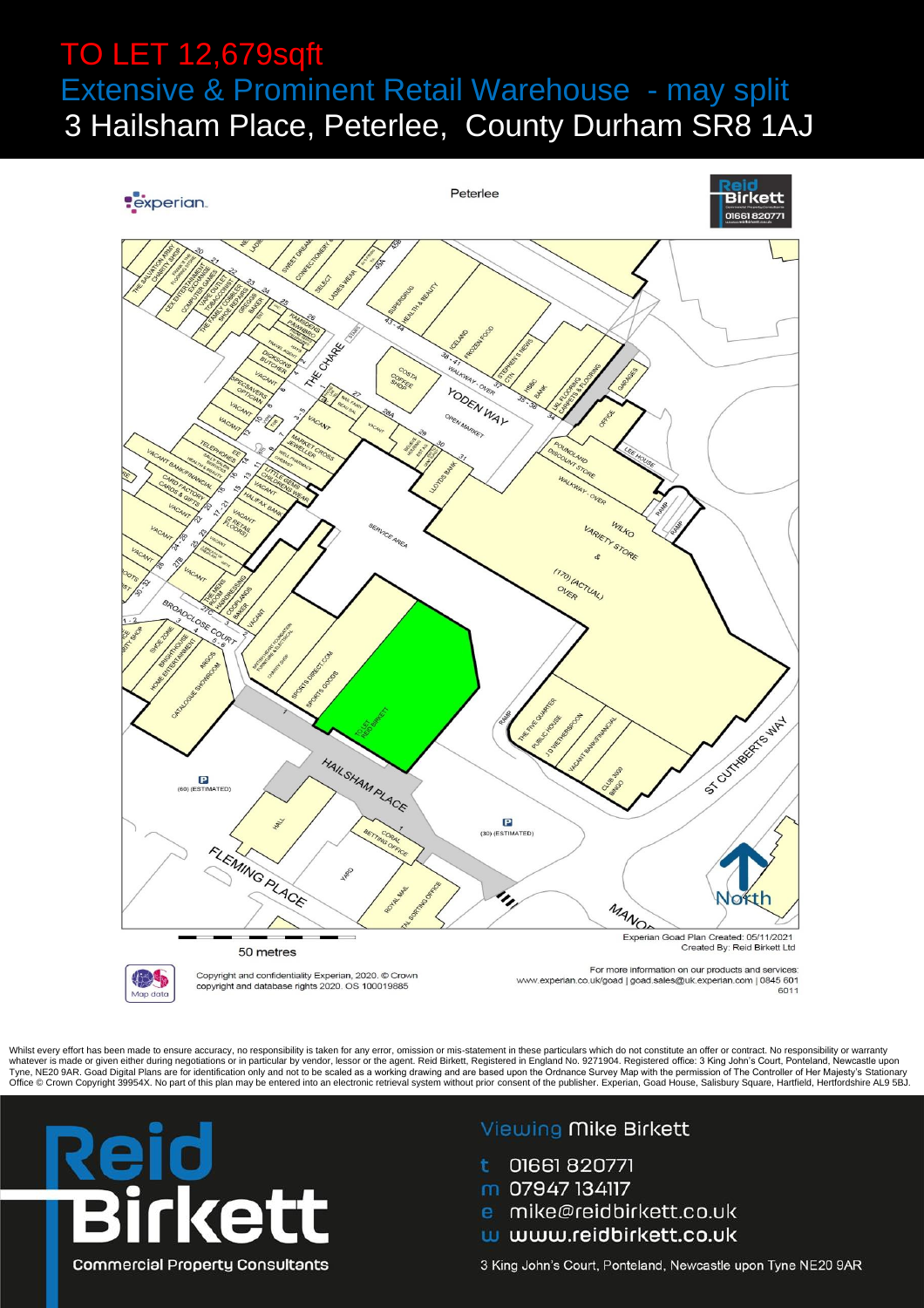# TO LET 12,679sqft

## Extensive & Prominent Retail Warehouse - may split

## 3 Hailsham Place, Peterlee, County Durham SR8 1AJ

Peterlee

50 metres

Experian Goad Plan Created: 05/11/2021
Created By: Reid Birkett Ltd

Copyright and confidentiality Experian, 2020. © Crown copyright and database rights 2020. OS 100019885

For more information on our products and services:
www.experian.co.uk/goad | goad.sales@uk.experian.com | 0845 601 6011

Whilst every effort has been made to ensure accuracy, no responsibility is taken for any error, omission or mis-statement in these particulars which do not constitute an offer or contract. No responsibility or warranty whatever is made or given either during negotiations or in particular by vendor, lessor or the agent. Reid Birkett, Registered in England No. 9271904. Registered office: 3 King John's Court, Ponteland, Newcastle upon Tyne, NE20 9AR. Goad Digital Plans are for identification only and not to be scaled as a working drawing and are based upon the Ordnance Survey Map with the permission of The Controller of Her Majesty's Stationary Office © Crown Copyright 39954X. No part of this plan may be entered into an electronic retrieval system without prior consent of the publisher. Experian, Goad House, Salisbury Square, Hartfield, Hertfordshire AL9 5BJ.

Reid Birkett
Commercial Property Consultants

Viewing Mike Birkett

- t 01661 820771
- m 07947 134117
- e mike@reidbirkett.co.uk
- w www.reidbirkett.co.uk

3 King John's Court, Ponteland, Newcastle upon Tyne NE20 9AR